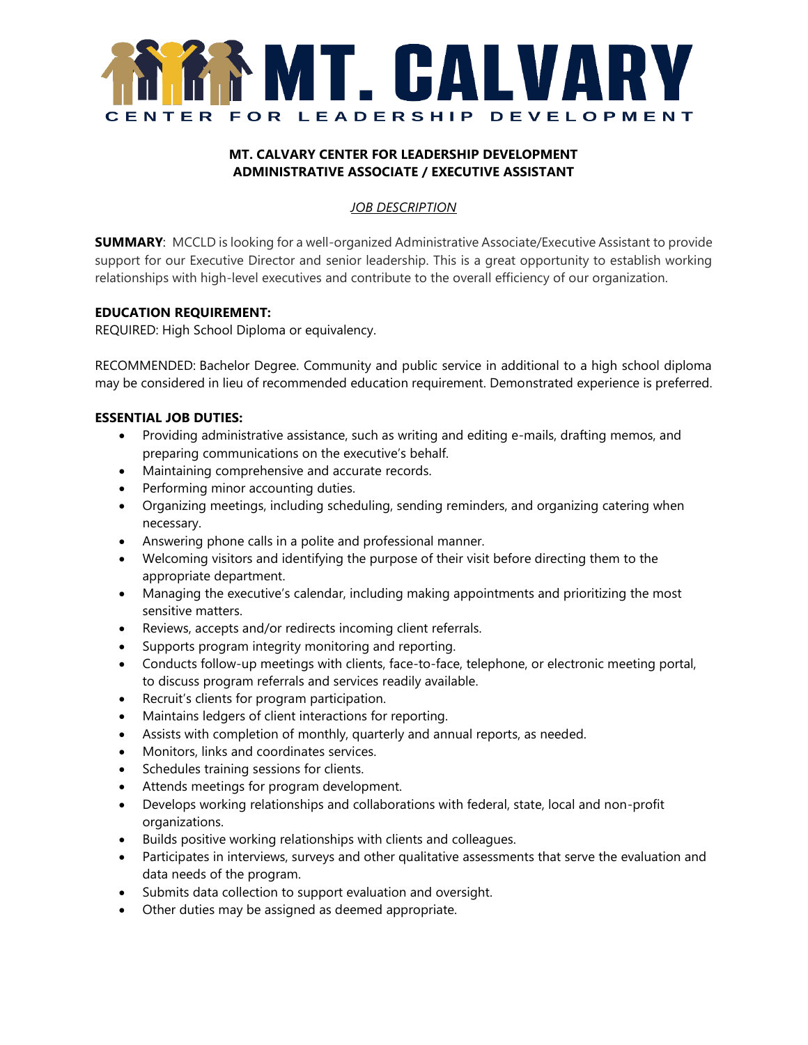# MT. CALVARY

CENTER FOR LEADERSHIP DEVELOPMENT

## MT. CALVARY CENTER FOR LEADERSHIP DEVELOPMENT
## ADMINISTRATIVE ASSOCIATE / EXECUTIVE ASSISTANT

*JOB DESCRIPTION*

**SUMMARY**: MCCLD is looking for a well-organized Administrative Associate/Executive Assistant to provide support for our Executive Director and senior leadership. This is a great opportunity to establish working relationships with high-level executives and contribute to the overall efficiency of our organization.

**EDUCATION REQUIREMENT:**

REQUIRED: High School Diploma or equivalency.

RECOMMENDED: Bachelor Degree. Community and public service in additional to a high school diploma may be considered in lieu of recommended education requirement. Demonstrated experience is preferred.

**ESSENTIAL JOB DUTIES:**

- Providing administrative assistance, such as writing and editing e-mails, drafting memos, and preparing communications on the executive's behalf.
- Maintaining comprehensive and accurate records.
- Performing minor accounting duties.
- Organizing meetings, including scheduling, sending reminders, and organizing catering when necessary.
- Answering phone calls in a polite and professional manner.
- Welcoming visitors and identifying the purpose of their visit before directing them to the appropriate department.
- Managing the executive's calendar, including making appointments and prioritizing the most sensitive matters.
- Reviews, accepts and/or redirects incoming client referrals.
- Supports program integrity monitoring and reporting.
- Conducts follow-up meetings with clients, face-to-face, telephone, or electronic meeting portal, to discuss program referrals and services readily available.
- Recruit's clients for program participation.
- Maintains ledgers of client interactions for reporting.
- Assists with completion of monthly, quarterly and annual reports, as needed.
- Monitors, links and coordinates services.
- Schedules training sessions for clients.
- Attends meetings for program development.
- Develops working relationships and collaborations with federal, state, local and non-profit organizations.
- Builds positive working relationships with clients and colleagues.
- Participates in interviews, surveys and other qualitative assessments that serve the evaluation and data needs of the program.
- Submits data collection to support evaluation and oversight.
- Other duties may be assigned as deemed appropriate.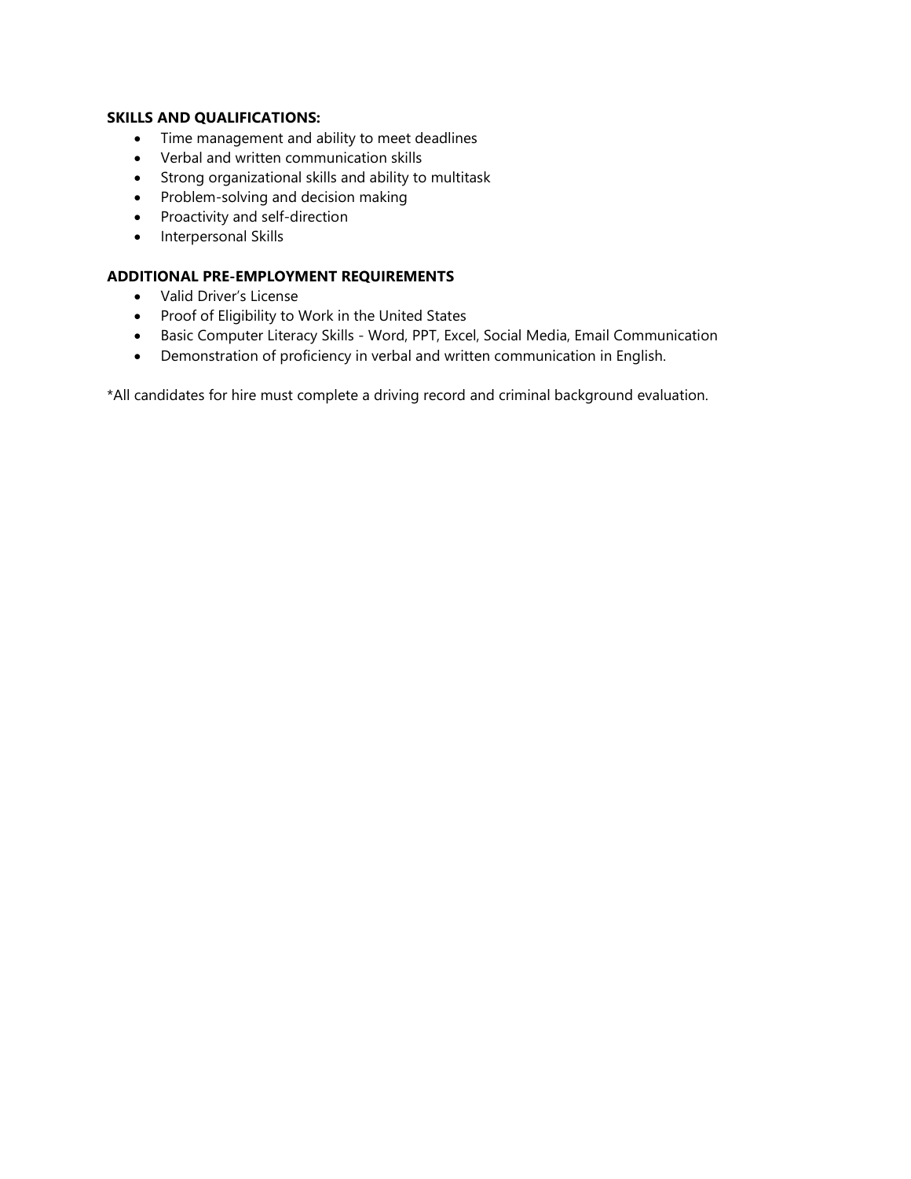**SKILLS AND QUALIFICATIONS:**

- Time management and ability to meet deadlines
- Verbal and written communication skills
- Strong organizational skills and ability to multitask
- Problem-solving and decision making
- Proactivity and self-direction
- Interpersonal Skills

**ADDITIONAL PRE-EMPLOYMENT REQUIREMENTS**

- Valid Driver's License
- Proof of Eligibility to Work in the United States
- Basic Computer Literacy Skills - Word, PPT, Excel, Social Media, Email Communication
- Demonstration of proficiency in verbal and written communication in English.

*All candidates for hire must complete a driving record and criminal background evaluation.